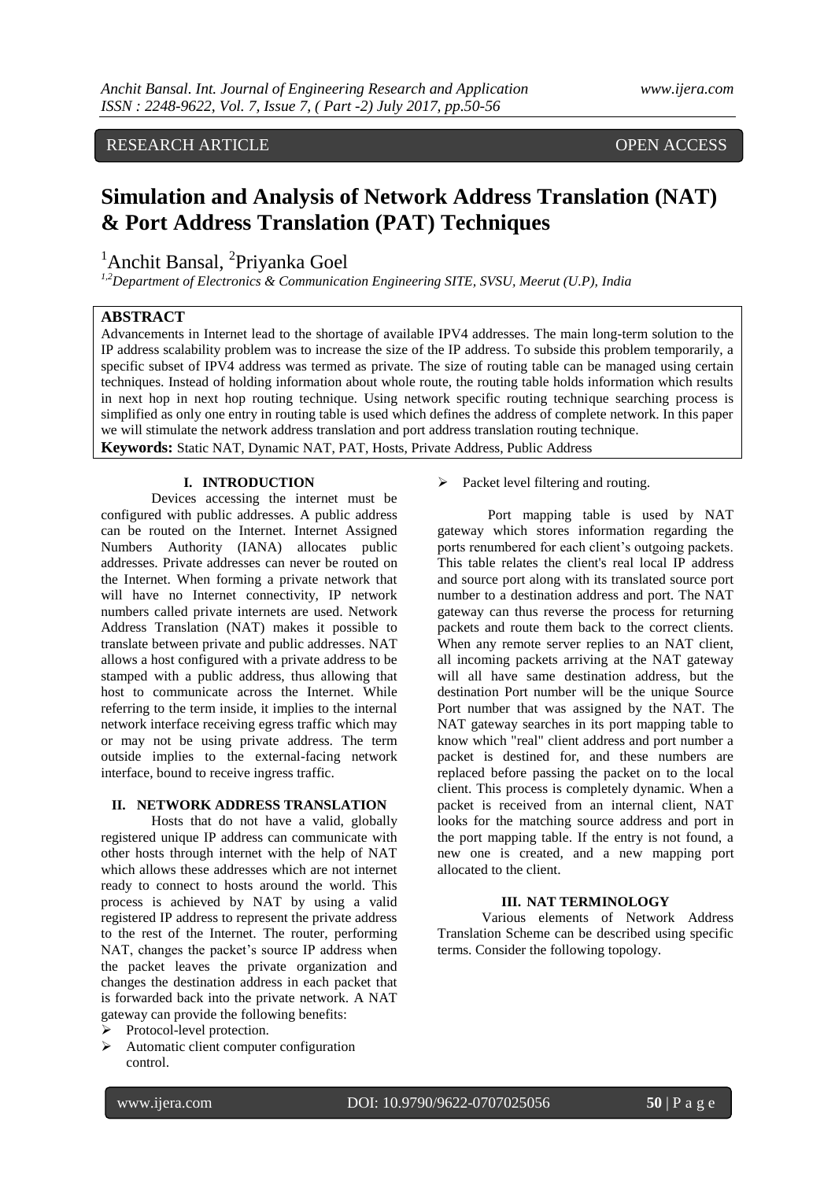RESEARCH ARTICLE OPEN ACCESS

# Simulation and Analysis of Network Address Translation (NAT) & Port Address Translation (PAT) Techniques

[1]Anchit Bansal, [2]Priyanka Goel

*[1,2]Department of Electronics & Communication Engineering SITE, SVSU, Meerut (U.P), India*

## ABSTRACT

Advancements in Internet lead to the shortage of available IPV4 addresses. The main long-term solution to the IP address scalability problem was to increase the size of the IP address. To subside this problem temporarily, a specific subset of IPV4 address was termed as private. The size of routing table can be managed using certain techniques. Instead of holding information about whole route, the routing table holds information which results in next hop in next hop routing technique. Using network specific routing technique searching process is simplified as only one entry in routing table is used which defines the address of complete network. In this paper we will stimulate the network address translation and port address translation routing technique.

**Keywords:** Static NAT, Dynamic NAT, PAT, Hosts, Private Address, Public Address

## I. INTRODUCTION

Devices accessing the internet must be configured with public addresses. A public address can be routed on the Internet. Internet Assigned Numbers Authority (IANA) allocates public addresses. Private addresses can never be routed on the Internet. When forming a private network that will have no Internet connectivity, IP network numbers called private internets are used. Network Address Translation (NAT) makes it possible to translate between private and public addresses. NAT allows a host configured with a private address to be stamped with a public address, thus allowing that host to communicate across the Internet. While referring to the term inside, it implies to the internal network interface receiving egress traffic which may or may not be using private address. The term outside implies to the external-facing network interface, bound to receive ingress traffic.

## II. NETWORK ADDRESS TRANSLATION

Hosts that do not have a valid, globally registered unique IP address can communicate with other hosts through internet with the help of NAT which allows these addresses which are not internet ready to connect to hosts around the world. This process is achieved by NAT by using a valid registered IP address to represent the private address to the rest of the Internet. The router, performing NAT, changes the packet's source IP address when the packet leaves the private organization and changes the destination address in each packet that is forwarded back into the private network. A NAT gateway can provide the following benefits:

- Protocol-level protection.
- Automatic client computer configuration control.
- Packet level filtering and routing.

Port mapping table is used by NAT gateway which stores information regarding the ports renumbered for each client's outgoing packets. This table relates the client's real local IP address and source port along with its translated source port number to a destination address and port. The NAT gateway can thus reverse the process for returning packets and route them back to the correct clients. When any remote server replies to an NAT client, all incoming packets arriving at the NAT gateway will all have same destination address, but the destination Port number will be the unique Source Port number that was assigned by the NAT. The NAT gateway searches in its port mapping table to know which "real" client address and port number a packet is destined for, and these numbers are replaced before passing the packet on to the local client. This process is completely dynamic. When a packet is received from an internal client, NAT looks for the matching source address and port in the port mapping table. If the entry is not found, a new one is created, and a new mapping port allocated to the client.

## III. NAT TERMINOLOGY

Various elements of Network Address Translation Scheme can be described using specific terms. Consider the following topology.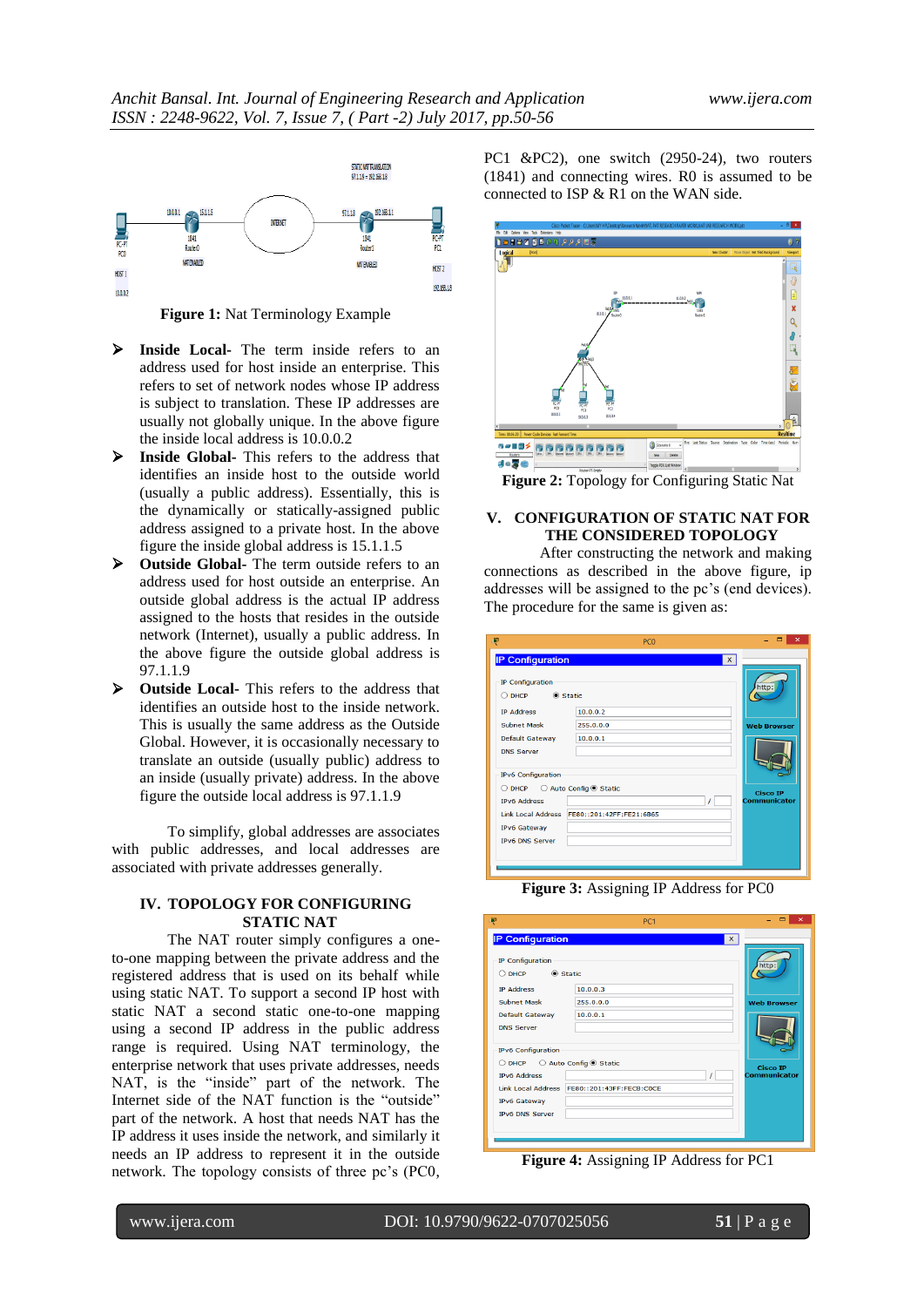**Figure 1:** Nat Terminology Example

- **Inside Local-** The term inside refers to an address used for host inside an enterprise. This refers to set of network nodes whose IP address is subject to translation. These IP addresses are usually not globally unique. In the above figure the inside local address is 10.0.0.2
- **Inside Global-** This refers to the address that identifies an inside host to the outside world (usually a public address). Essentially, this is the dynamically or statically-assigned public address assigned to a private host. In the above figure the inside global address is 15.1.1.5
- **Outside Global-** The term outside refers to an address used for host outside an enterprise. An outside global address is the actual IP address assigned to the hosts that resides in the outside network (Internet), usually a public address. In the above figure the outside global address is 97.1.1.9
- **Outside Local-** This refers to the address that identifies an outside host to the inside network. This is usually the same address as the Outside Global. However, it is occasionally necessary to translate an outside (usually public) address to an inside (usually private) address. In the above figure the outside local address is 97.1.1.9

To simplify, global addresses are associates with public addresses, and local addresses are associated with private addresses generally.

## IV. TOPOLOGY FOR CONFIGURING STATIC NAT

The NAT router simply configures a one-to-one mapping between the private address and the registered address that is used on its behalf while using static NAT. To support a second IP host with static NAT a second static one-to-one mapping using a second IP address in the public address range is required. Using NAT terminology, the enterprise network that uses private addresses, needs NAT, is the "inside" part of the network. The Internet side of the NAT function is the "outside" part of the network. A host that needs NAT has the IP address it uses inside the network, and similarly it needs an IP address to represent it in the outside network. The topology consists of three pc's (PC0, PC1 &PC2), one switch (2950-24), two routers (1841) and connecting wires. R0 is assumed to be connected to ISP & R1 on the WAN side.

**Figure 2:** Topology for Configuring Static Nat

## V. CONFIGURATION OF STATIC NAT FOR THE CONSIDERED TOPOLOGY

After constructing the network and making connections as described in the above figure, ip addresses will be assigned to the pc's (end devices). The procedure for the same is given as:

**Figure 3:** Assigning IP Address for PC0

**Figure 4:** Assigning IP Address for PC1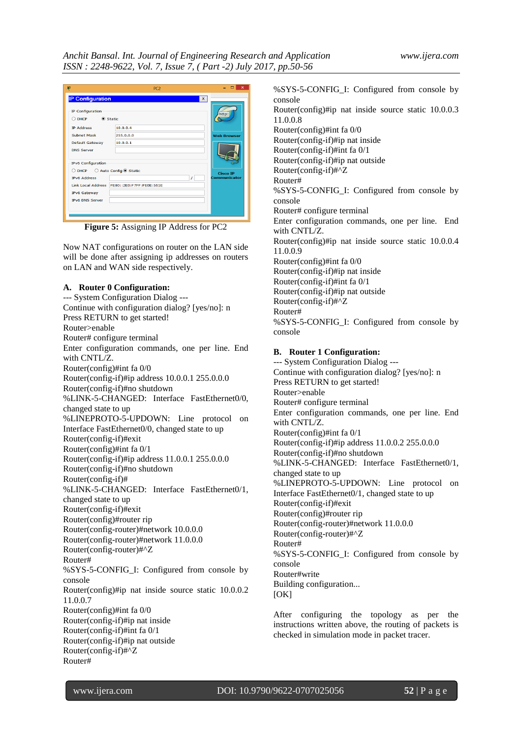Figure 5: Assigning IP Address for PC2

Now NAT configurations on router on the LAN side will be done after assigning ip addresses on routers on LAN and WAN side respectively.

## A. Router 0 Configuration:

--- System Configuration Dialog ---
Continue with configuration dialog? [yes/no]: n
Press RETURN to get started!
Router>enable
Router# configure terminal
Enter configuration commands, one per line. End with CNTL/Z.
Router(config)#int fa 0/0
Router(config-if)#ip address 10.0.0.1 255.0.0.0
Router(config-if)#no shutdown
%LINK-5-CHANGED: Interface FastEthernet0/0, changed state to up
%LINEPROTO-5-UPDOWN: Line protocol on Interface FastEthernet0/0, changed state to up
Router(config-if)#exit
Router(config)#int fa 0/1
Router(config-if)#ip address 11.0.0.1 255.0.0.0
Router(config-if)#no shutdown
Router(config-if)#
%LINK-5-CHANGED: Interface FastEthernet0/1, changed state to up
Router(config-if)#exit
Router(config)#router rip
Router(config-router)#network 10.0.0.0
Router(config-router)#network 11.0.0.0
Router(config-router)#^Z
Router#
%SYS-5-CONFIG_I: Configured from console by console
Router(config)#ip nat inside source static 10.0.0.2 11.0.0.7
Router(config)#int fa 0/0
Router(config-if)#ip nat inside
Router(config-if)#int fa 0/1
Router(config-if)#ip nat outside
Router(config-if)#^Z
Router#
%SYS-5-CONFIG_I: Configured from console by console
Router(config)#ip nat inside source static 10.0.0.3 11.0.0.8
Router(config)#int fa 0/0
Router(config-if)#ip nat inside
Router(config-if)#int fa 0/1
Router(config-if)#ip nat outside
Router(config-if)#^Z
Router#
%SYS-5-CONFIG_I: Configured from console by console
Router# configure terminal
Enter configuration commands, one per line. End with CNTL/Z.
Router(config)#ip nat inside source static 10.0.0.4 11.0.0.9
Router(config)#int fa 0/0
Router(config-if)#ip nat inside
Router(config-if)#int fa 0/1
Router(config-if)#ip nat outside
Router(config-if)#^Z
Router#
%SYS-5-CONFIG_I: Configured from console by console

## B. Router 1 Configuration:

--- System Configuration Dialog ---
Continue with configuration dialog? [yes/no]: n
Press RETURN to get started!
Router>enable
Router# configure terminal
Enter configuration commands, one per line. End with CNTL/Z.
Router(config)#int fa 0/1
Router(config-if)#ip address 11.0.0.2 255.0.0.0
Router(config-if)#no shutdown
%LINK-5-CHANGED: Interface FastEthernet0/1, changed state to up
%LINEPROTO-5-UPDOWN: Line protocol on Interface FastEthernet0/1, changed state to up
Router(config-if)#exit
Router(config)#router rip
Router(config-router)#network 11.0.0.0
Router(config-router)#^Z
Router#
%SYS-5-CONFIG_I: Configured from console by console
Router#write
Building configuration...
[OK]

After configuring the topology as per the instructions written above, the routing of packets is checked in simulation mode in packet tracer.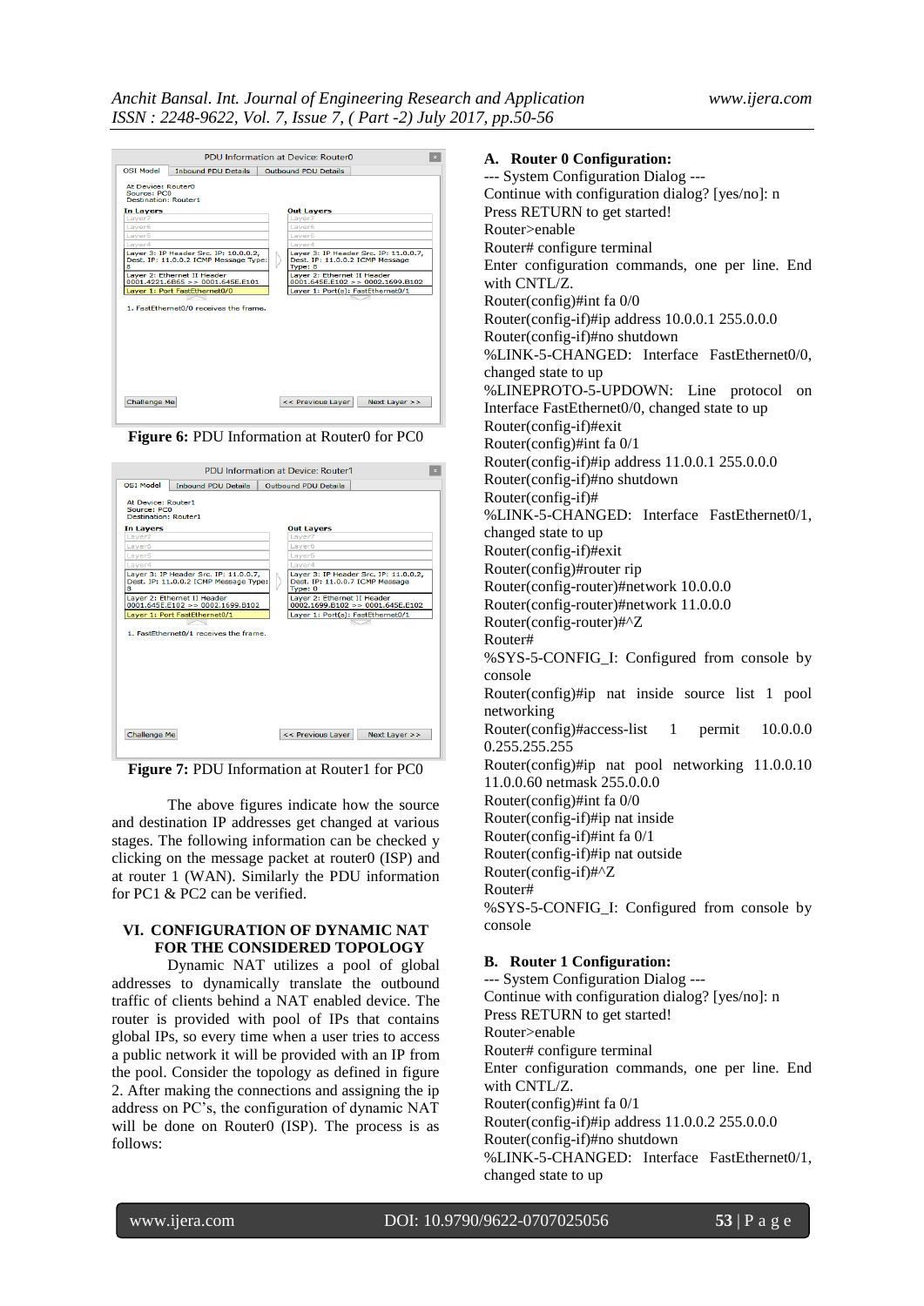Figure 6: PDU Information at Router0 for PC0

Figure 7: PDU Information at Router1 for PC0

The above figures indicate how the source and destination IP addresses get changed at various stages. The following information can be checked y clicking on the message packet at router0 (ISP) and at router 1 (WAN). Similarly the PDU information for PC1 & PC2 can be verified.

## VI. CONFIGURATION OF DYNAMIC NAT FOR THE CONSIDERED TOPOLOGY

Dynamic NAT utilizes a pool of global addresses to dynamically translate the outbound traffic of clients behind a NAT enabled device. The router is provided with pool of IPs that contains global IPs, so every time when a user tries to access a public network it will be provided with an IP from the pool. Consider the topology as defined in figure 2. After making the connections and assigning the ip address on PC's, the configuration of dynamic NAT will be done on Router0 (ISP). The process is as follows:

### A. Router 0 Configuration:

--- System Configuration Dialog ---
Continue with configuration dialog? [yes/no]: n
Press RETURN to get started!
Router>enable
Router# configure terminal
Enter configuration commands, one per line. End with CNTL/Z.
Router(config)#int fa 0/0
Router(config-if)#ip address 10.0.0.1 255.0.0.0
Router(config-if)#no shutdown
%LINK-5-CHANGED: Interface FastEthernet0/0, changed state to up
%LINEPROTO-5-UPDOWN: Line protocol on Interface FastEthernet0/0, changed state to up
Router(config-if)#exit
Router(config)#int fa 0/1
Router(config-if)#ip address 11.0.0.1 255.0.0.0
Router(config-if)#no shutdown
Router(config-if)#
%LINK-5-CHANGED: Interface FastEthernet0/1, changed state to up
Router(config-if)#exit
Router(config)#router rip
Router(config-router)#network 10.0.0.0
Router(config-router)#network 11.0.0.0
Router(config-router)#^Z
Router#
%SYS-5-CONFIG_I: Configured from console by console
Router(config)#ip nat inside source list 1 pool networking
Router(config)#access-list 1 permit 10.0.0.0 0.255.255.255
Router(config)#ip nat pool networking 11.0.0.10 11.0.0.60 netmask 255.0.0.0
Router(config)#int fa 0/0
Router(config-if)#ip nat inside
Router(config-if)#int fa 0/1
Router(config-if)#ip nat outside
Router(config-if)#^Z
Router#
%SYS-5-CONFIG_I: Configured from console by console

### B. Router 1 Configuration:

--- System Configuration Dialog ---
Continue with configuration dialog? [yes/no]: n
Press RETURN to get started!
Router>enable
Router# configure terminal
Enter configuration commands, one per line. End with CNTL/Z.
Router(config)#int fa 0/1
Router(config-if)#ip address 11.0.0.2 255.0.0.0
Router(config-if)#no shutdown
%LINK-5-CHANGED: Interface FastEthernet0/1, changed state to up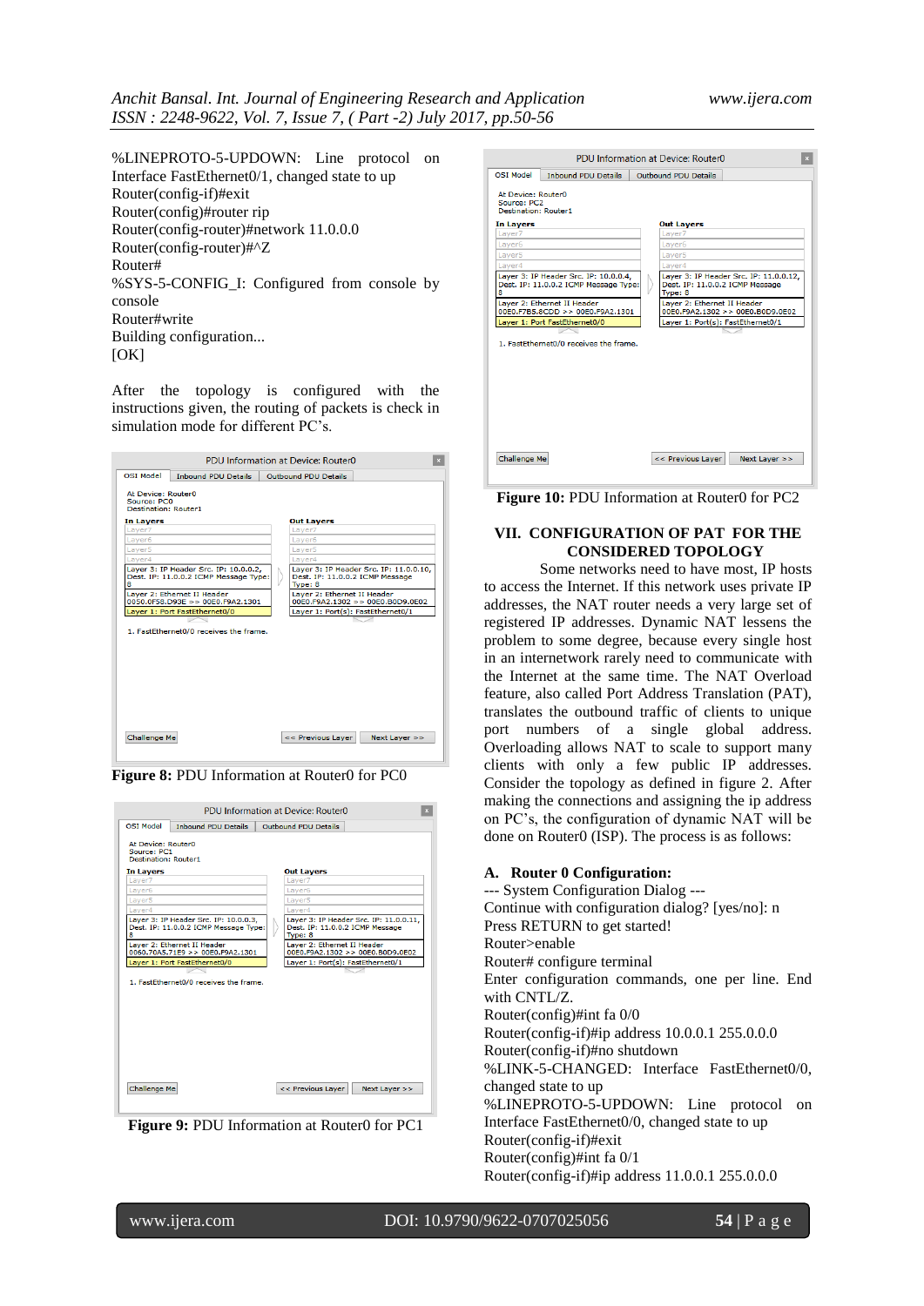%LINEPROTO-5-UPDOWN: Line protocol on Interface FastEthernet0/1, changed state to up
Router(config-if)#exit
Router(config)#router rip
Router(config-router)#network 11.0.0.0
Router(config-router)#^Z
Router#
%SYS-5-CONFIG_I: Configured from console by console
Router#write
Building configuration...
[OK]

After the topology is configured with the instructions given, the routing of packets is check in simulation mode for different PC's.

**Figure 8:** PDU Information at Router0 for PC0

**Figure 9:** PDU Information at Router0 for PC1

**Figure 10:** PDU Information at Router0 for PC2

## VII. CONFIGURATION OF PAT FOR THE CONSIDERED TOPOLOGY

Some networks need to have most, PC hosts to access the Internet. If this network uses private IP addresses, the NAT router needs a very large set of registered IP addresses. Dynamic NAT lessens the problem to some degree, because every single host in an internetwork rarely need to communicate with the Internet at the same time. The NAT Overload feature, also called Port Address Translation (PAT), translates the outbound traffic of clients to unique port numbers of a single global address. Overloading allows NAT to scale to support many clients with only a few public IP addresses. Consider the topology as defined in figure 2. After making the connections and assigning the ip address on PC's, the configuration of dynamic NAT will be done on Router0 (ISP). The process is as follows:

### A. Router 0 Configuration:

--- System Configuration Dialog ---
Continue with configuration dialog? [yes/no]: n
Press RETURN to get started!
Router>enable
Router# configure terminal
Enter configuration commands, one per line. End with CNTL/Z.
Router(config)#int fa 0/0
Router(config-if)#ip address 10.0.0.1 255.0.0.0
Router(config-if)#no shutdown
%LINK-5-CHANGED: Interface FastEthernet0/0, changed state to up
%LINEPROTO-5-UPDOWN: Line protocol on Interface FastEthernet0/0, changed state to up
Router(config-if)#exit
Router(config)#int fa 0/1
Router(config-if)#ip address 11.0.0.1 255.0.0.0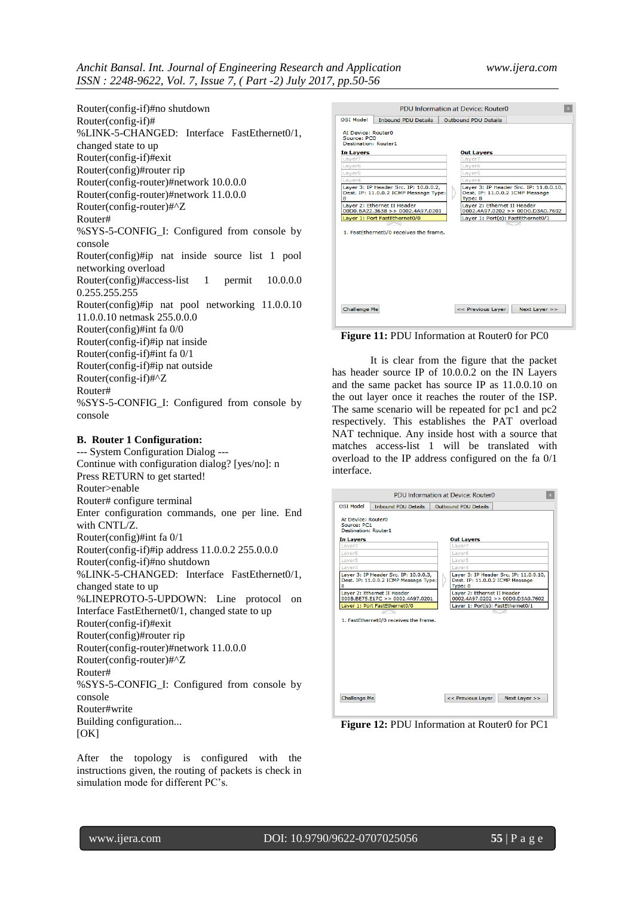Router(config-if)#no shutdown
Router(config-if)#
%LINK-5-CHANGED: Interface FastEthernet0/1, changed state to up
Router(config-if)#exit
Router(config)#router rip
Router(config-router)#network 10.0.0.0
Router(config-router)#network 11.0.0.0
Router(config-router)#^Z
Router#
%SYS-5-CONFIG_I: Configured from console by console
Router(config)#ip nat inside source list 1 pool networking overload
Router(config)#access-list 1 permit 10.0.0.0 0.255.255.255
Router(config)#ip nat pool networking 11.0.0.10 11.0.0.10 netmask 255.0.0.0
Router(config)#int fa 0/0
Router(config-if)#ip nat inside
Router(config-if)#int fa 0/1
Router(config-if)#ip nat outside
Router(config-if)#^Z
Router#
%SYS-5-CONFIG_I: Configured from console by console

**B. Router 1 Configuration:**

--- System Configuration Dialog ---
Continue with configuration dialog? [yes/no]: n
Press RETURN to get started!
Router>enable
Router# configure terminal
Enter configuration commands, one per line. End with CNTL/Z.
Router(config)#int fa 0/1
Router(config-if)#ip address 11.0.0.2 255.0.0.0
Router(config-if)#no shutdown
%LINK-5-CHANGED: Interface FastEthernet0/1, changed state to up
%LINEPROTO-5-UPDOWN: Line protocol on Interface FastEthernet0/1, changed state to up
Router(config-if)#exit
Router(config)#router rip
Router(config-router)#network 11.0.0.0
Router(config-router)#^Z
Router#
%SYS-5-CONFIG_I: Configured from console by console
Router#write
Building configuration...
[OK]

After the topology is configured with the instructions given, the routing of packets is check in simulation mode for different PC's.

**Figure 11:** PDU Information at Router0 for PC0

It is clear from the figure that the packet has header source IP of 10.0.0.2 on the IN Layers and the same packet has source IP as 11.0.0.10 on the out layer once it reaches the router of the ISP. The same scenario will be repeated for pc1 and pc2 respectively. This establishes the PAT overload NAT technique. Any inside host with a source that matches access-list 1 will be translated with overload to the IP address configured on the fa 0/1 interface.

**Figure 12:** PDU Information at Router0 for PC1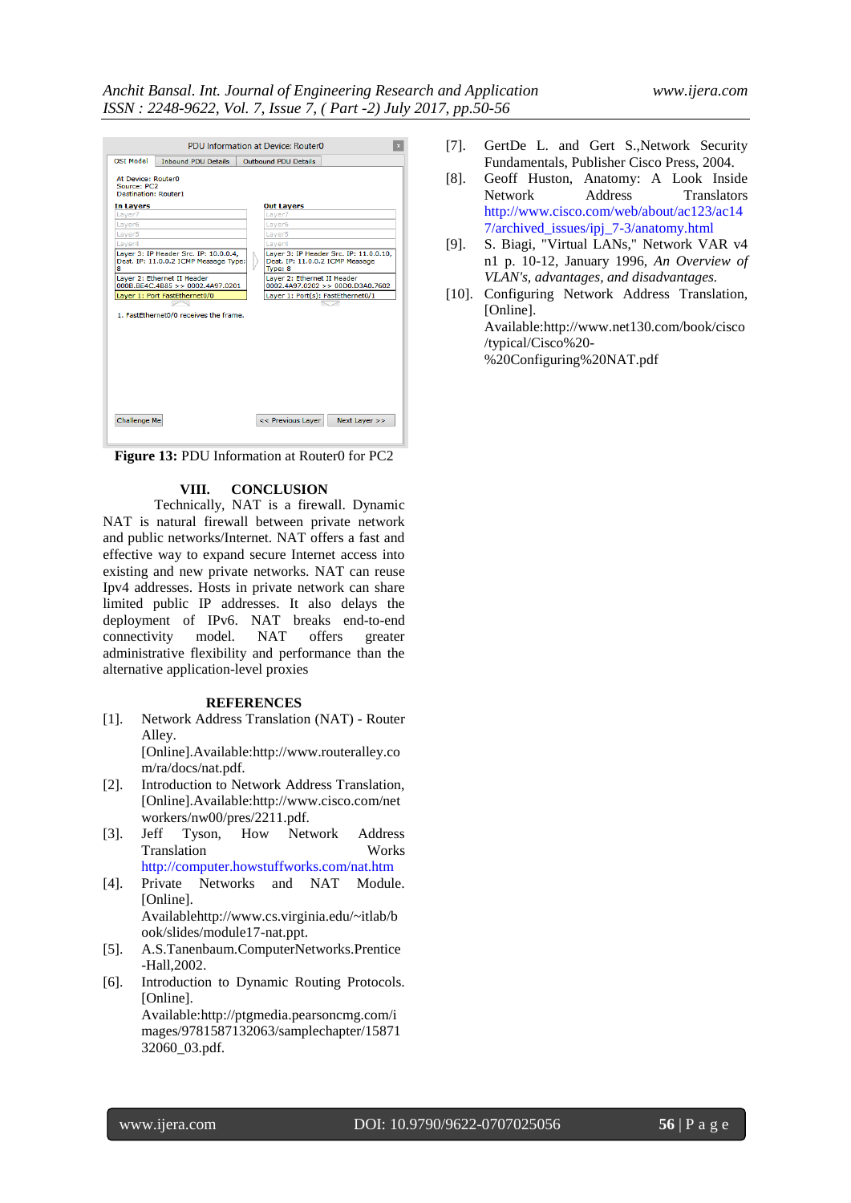Figure 13: PDU Information at Router0 for PC2

## VIII. CONCLUSION

Technically, NAT is a firewall. Dynamic NAT is natural firewall between private network and public networks/Internet. NAT offers a fast and effective way to expand secure Internet access into existing and new private networks. NAT can reuse Ipv4 addresses. Hosts in private network can share limited public IP addresses. It also delays the deployment of IPv6. NAT breaks end-to-end connectivity model. NAT offers greater administrative flexibility and performance than the alternative application-level proxies

## REFERENCES

[1]. Network Address Translation (NAT) - Router Alley. [Online].Available:http://www.routeralley.com/ra/docs/nat.pdf.

[2]. Introduction to Network Address Translation, [Online].Available:http://www.cisco.com/networkers/nw00/pres/2211.pdf.

[3]. Jeff Tyson, How Network Address Translation Works http://computer.howstuffworks.com/nat.htm

[4]. Private Networks and NAT Module. [Online]. Availablehttp://www.cs.virginia.edu/~itlab/book/slides/module17-nat.ppt.

[5]. A.S.Tanenbaum.ComputerNetworks.Prentice-Hall,2002.

[6]. Introduction to Dynamic Routing Protocols. [Online]. Available:http://ptgmedia.pearsoncmg.com/images/9781587132063/samplechapter/1587132060_03.pdf.

[7]. GertDe L. and Gert S.,Network Security Fundamentals, Publisher Cisco Press, 2004.

[8]. Geoff Huston, Anatomy: A Look Inside Network Address Translators http://www.cisco.com/web/about/ac123/ac147/archived_issues/ipj_7-3/anatomy.html

[9]. S. Biagi, "Virtual LANs," Network VAR v4 n1 p. 10-12, January 1996, *An Overview of VLAN's, advantages, and disadvantages.*

[10]. Configuring Network Address Translation, [Online]. Available:http://www.net130.com/book/cisco/typical/Cisco%20-%20Configuring%20NAT.pdf